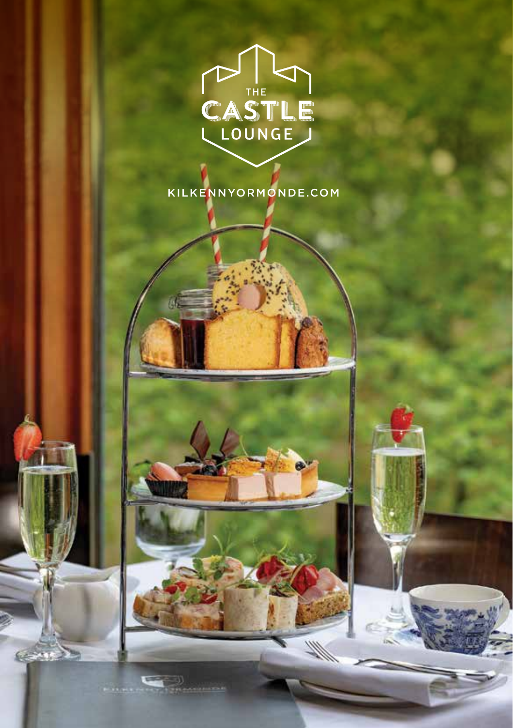# THE CASTLE LOUNGE

KILKENNYORMONDE.COM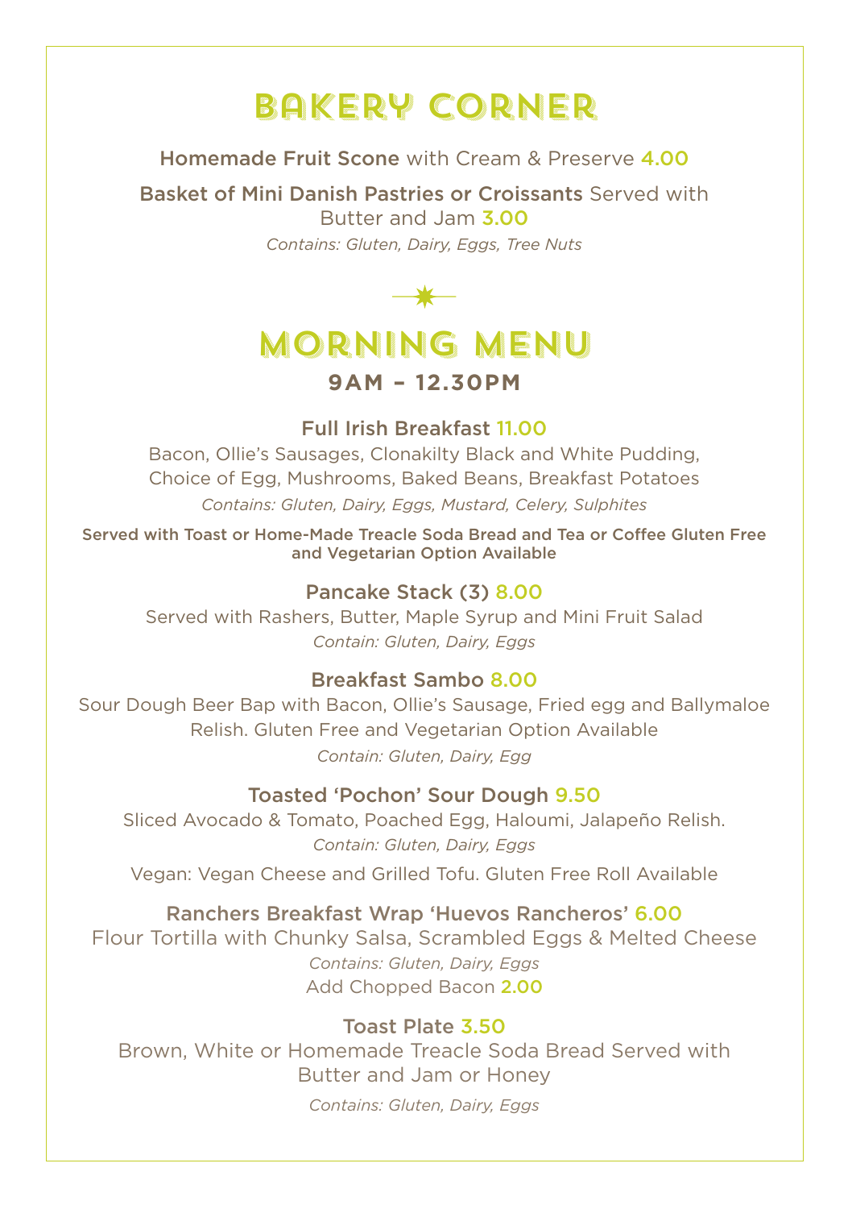# BAKERY CORNER

**Homemade Fruit Scone** with Cream & Preserve 4.00

**Basket of Mini Danish Pastries or Croissants** Served with Butter and Jam 3.00

*Contains: Gluten, Dairy, Eggs, Tree Nuts*

# MORNING MENU

## 9AM – 12.30PM

### Full Irish Breakfast 11.00

Bacon, Ollie's Sausages, Clonakilty Black and White Pudding, Choice of Egg, Mushrooms, Baked Beans, Breakfast Potatoes

*Contains: Gluten, Dairy, Eggs, Mustard, Celery, Sulphites*

**Served with Toast or Home-Made Treacle Soda Bread and Tea or Coffee Gluten Free and Vegetarian Option Available**

### Pancake Stack (3) 8.00

Served with Rashers, Butter, Maple Syrup and Mini Fruit Salad

*Contain: Gluten, Dairy, Eggs*

### Breakfast Sambo 8.00

Sour Dough Beer Bap with Bacon, Ollie's Sausage, Fried egg and Ballymaloe Relish. Gluten Free and Vegetarian Option Available

*Contain: Gluten, Dairy, Egg*

### Toasted 'Pochon' Sour Dough 9.50

Sliced Avocado & Tomato, Poached Egg, Haloumi, Jalapeño Relish.

*Contain: Gluten, Dairy, Eggs*

Vegan: Vegan Cheese and Grilled Tofu. Gluten Free Roll Available

### Ranchers Breakfast Wrap 'Huevos Rancheros' 6.00

Flour Tortilla with Chunky Salsa, Scrambled Eggs & Melted Cheese

*Contains: Gluten, Dairy, Eggs*

Add Chopped Bacon 2.00

### Toast Plate 3.50

Brown, White or Homemade Treacle Soda Bread Served with Butter and Jam or Honey

*Contains: Gluten, Dairy, Eggs*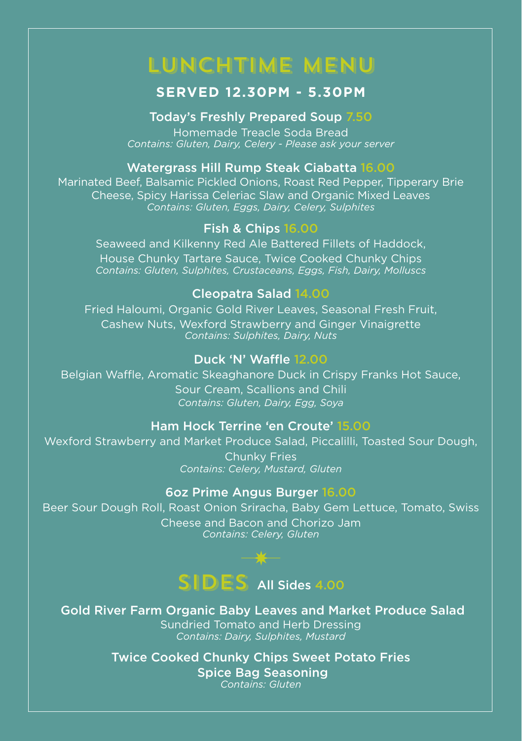# LUNCHTIME MENU

## SERVED 12.30PM - 5.30PM

### Today's Freshly Prepared Soup 7.50

Homemade Treacle Soda Bread
*Contains: Gluten, Dairy, Celery - Please ask your server*

### Watergrass Hill Rump Steak Ciabatta 16.00

Marinated Beef, Balsamic Pickled Onions, Roast Red Pepper, Tipperary Brie Cheese, Spicy Harissa Celeriac Slaw and Organic Mixed Leaves
*Contains: Gluten, Eggs, Dairy, Celery, Sulphites*

### Fish & Chips 16.00

Seaweed and Kilkenny Red Ale Battered Fillets of Haddock, House Chunky Tartare Sauce, Twice Cooked Chunky Chips
*Contains: Gluten, Sulphites, Crustaceans, Eggs, Fish, Dairy, Molluscs*

### Cleopatra Salad 14.00

Fried Haloumi, Organic Gold River Leaves, Seasonal Fresh Fruit, Cashew Nuts, Wexford Strawberry and Ginger Vinaigrette
*Contains: Sulphites, Dairy, Nuts*

### Duck 'N' Waffle 12.00

Belgian Waffle, Aromatic Skeaghanore Duck in Crispy Franks Hot Sauce, Sour Cream, Scallions and Chili
*Contains: Gluten, Dairy, Egg, Soya*

### Ham Hock Terrine 'en Croute' 15.00

Wexford Strawberry and Market Produce Salad, Piccalilli, Toasted Sour Dough, Chunky Fries
*Contains: Celery, Mustard, Gluten*

### 6oz Prime Angus Burger 16.00

Beer Sour Dough Roll, Roast Onion Sriracha, Baby Gem Lettuce, Tomato, Swiss Cheese and Bacon and Chorizo Jam
*Contains: Celery, Gluten*

# SIDES All Sides 4.00

### Gold River Farm Organic Baby Leaves and Market Produce Salad

Sundried Tomato and Herb Dressing
*Contains: Dairy, Sulphites, Mustard*

### Twice Cooked Chunky Chips Sweet Potato Fries

### Spice Bag Seasoning

*Contains: Gluten*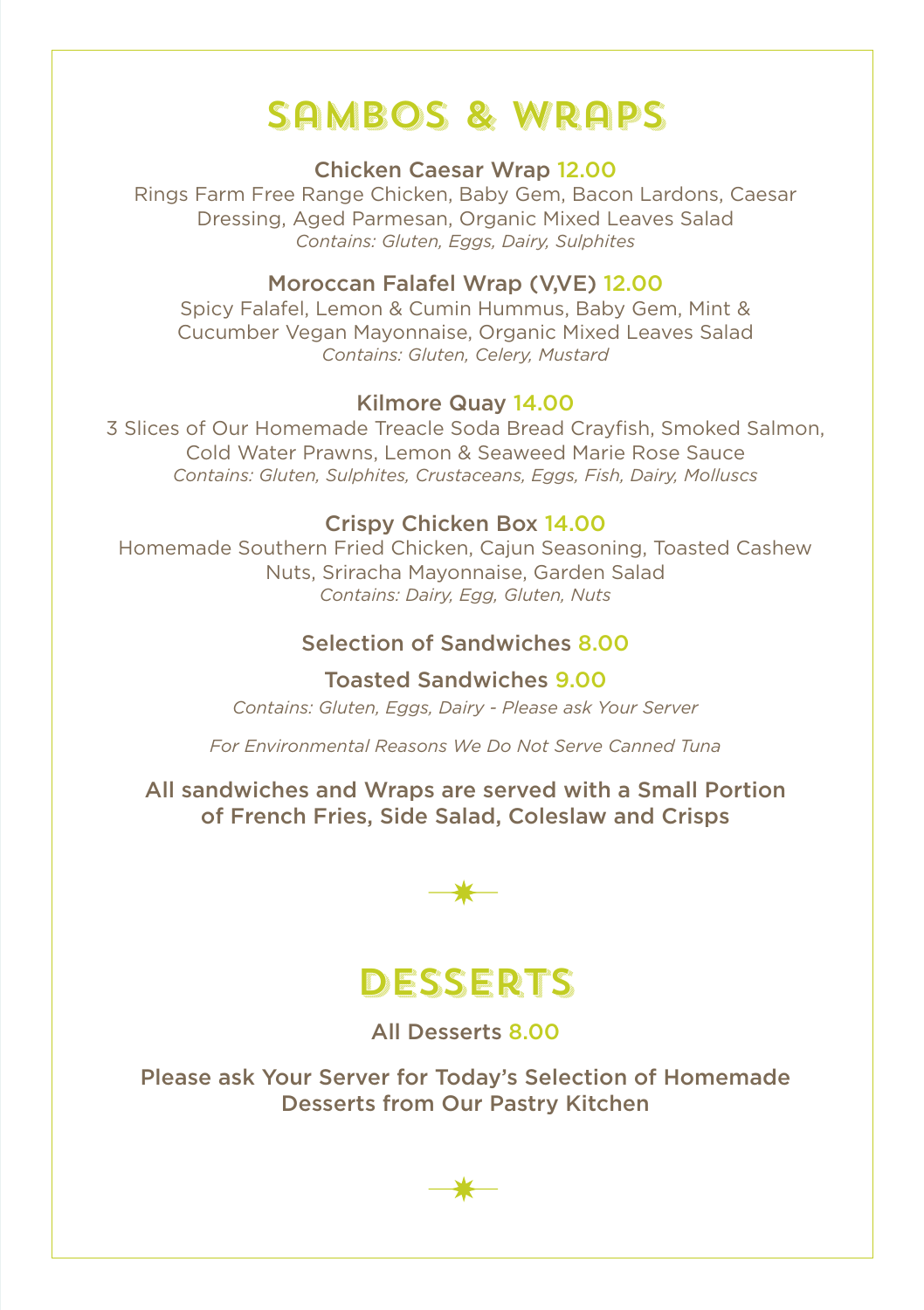# SAMBOS & WRAPS

### Chicken Caesar Wrap 12.00

Rings Farm Free Range Chicken, Baby Gem, Bacon Lardons, Caesar Dressing, Aged Parmesan, Organic Mixed Leaves Salad
*Contains: Gluten, Eggs, Dairy, Sulphites*

### Moroccan Falafel Wrap (V,VE) 12.00

Spicy Falafel, Lemon & Cumin Hummus, Baby Gem, Mint & Cucumber Vegan Mayonnaise, Organic Mixed Leaves Salad
*Contains: Gluten, Celery, Mustard*

### Kilmore Quay 14.00

3 Slices of Our Homemade Treacle Soda Bread Crayfish, Smoked Salmon, Cold Water Prawns, Lemon & Seaweed Marie Rose Sauce
*Contains: Gluten, Sulphites, Crustaceans, Eggs, Fish, Dairy, Molluscs*

### Crispy Chicken Box 14.00

Homemade Southern Fried Chicken, Cajun Seasoning, Toasted Cashew Nuts, Sriracha Mayonnaise, Garden Salad
*Contains: Dairy, Egg, Gluten, Nuts*

### Selection of Sandwiches 8.00

### Toasted Sandwiches 9.00

*Contains: Gluten, Eggs, Dairy - Please ask Your Server*

*For Environmental Reasons We Do Not Serve Canned Tuna*

All sandwiches and Wraps are served with a Small Portion of French Fries, Side Salad, Coleslaw and Crisps

# DESSERTS

### All Desserts 8.00

Please ask Your Server for Today's Selection of Homemade Desserts from Our Pastry Kitchen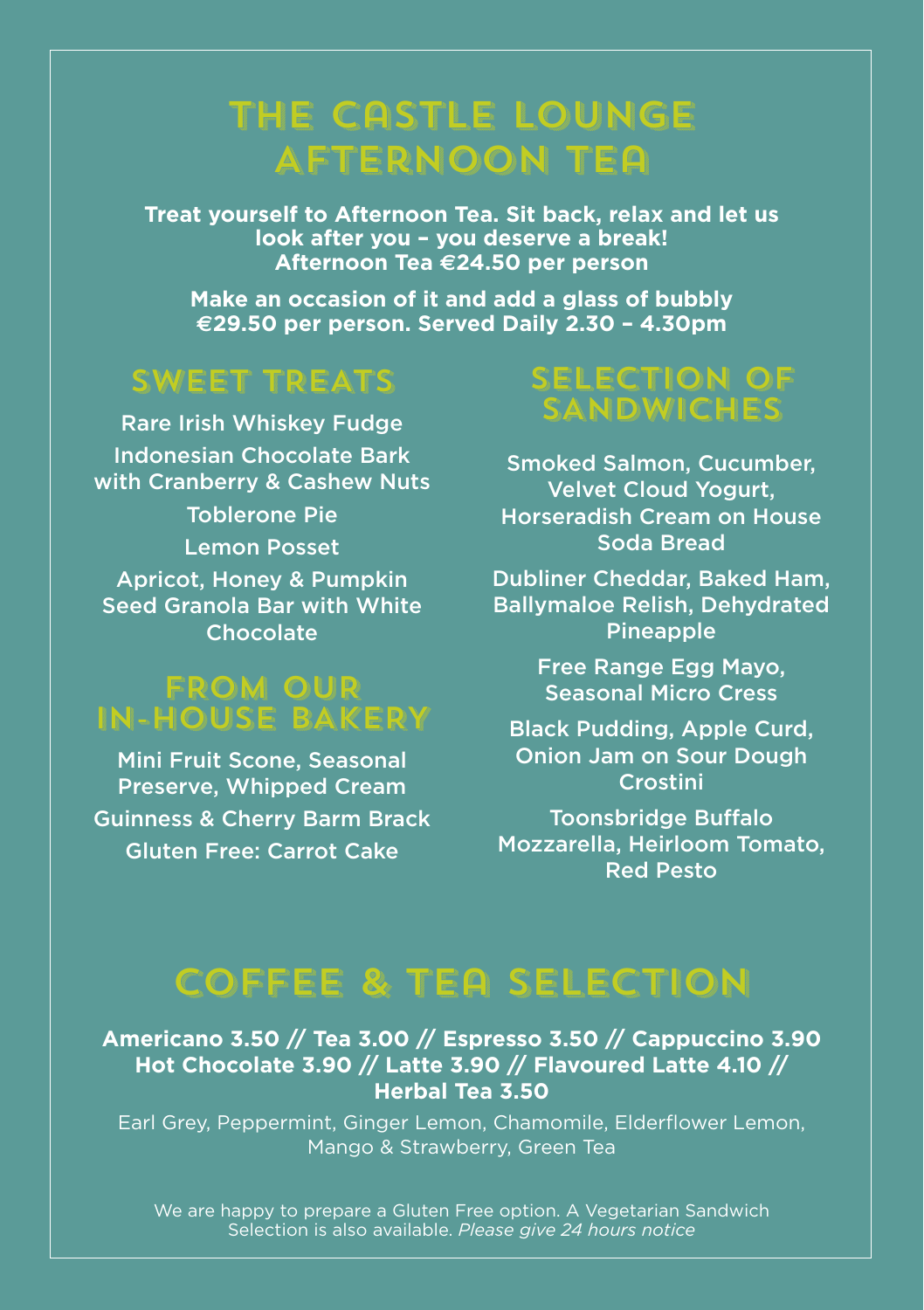# THE CASTLE LOUNGE AFTERNOON TEA

**Treat yourself to Afternoon Tea. Sit back, relax and let us look after you – you deserve a break!**
**Afternoon Tea €24.50 per person**

**Make an occasion of it and add a glass of bubbly €29.50 per person. Served Daily 2.30 – 4.30pm**

## SWEET TREATS

Rare Irish Whiskey Fudge

Indonesian Chocolate Bark with Cranberry & Cashew Nuts

Toblerone Pie

Lemon Posset

Apricot, Honey & Pumpkin Seed Granola Bar with White Chocolate

## FROM OUR IN-HOUSE BAKERY

Mini Fruit Scone, Seasonal Preserve, Whipped Cream

Guinness & Cherry Barm Brack

Gluten Free: Carrot Cake

## SELECTION OF SANDWICHES

Smoked Salmon, Cucumber, Velvet Cloud Yogurt, Horseradish Cream on House Soda Bread

Dubliner Cheddar, Baked Ham, Ballymaloe Relish, Dehydrated Pineapple

Free Range Egg Mayo, Seasonal Micro Cress

Black Pudding, Apple Curd, Onion Jam on Sour Dough Crostini

Toonsbridge Buffalo Mozzarella, Heirloom Tomato, Red Pesto

# COFFEE & TEA SELECTION

**Americano 3.50 // Tea 3.00 // Espresso 3.50 // Cappuccino 3.90 Hot Chocolate 3.90 // Latte 3.90 // Flavoured Latte 4.10 // Herbal Tea 3.50**

Earl Grey, Peppermint, Ginger Lemon, Chamomile, Elderflower Lemon, Mango & Strawberry, Green Tea

We are happy to prepare a Gluten Free option. A Vegetarian Sandwich Selection is also available. *Please give 24 hours notice*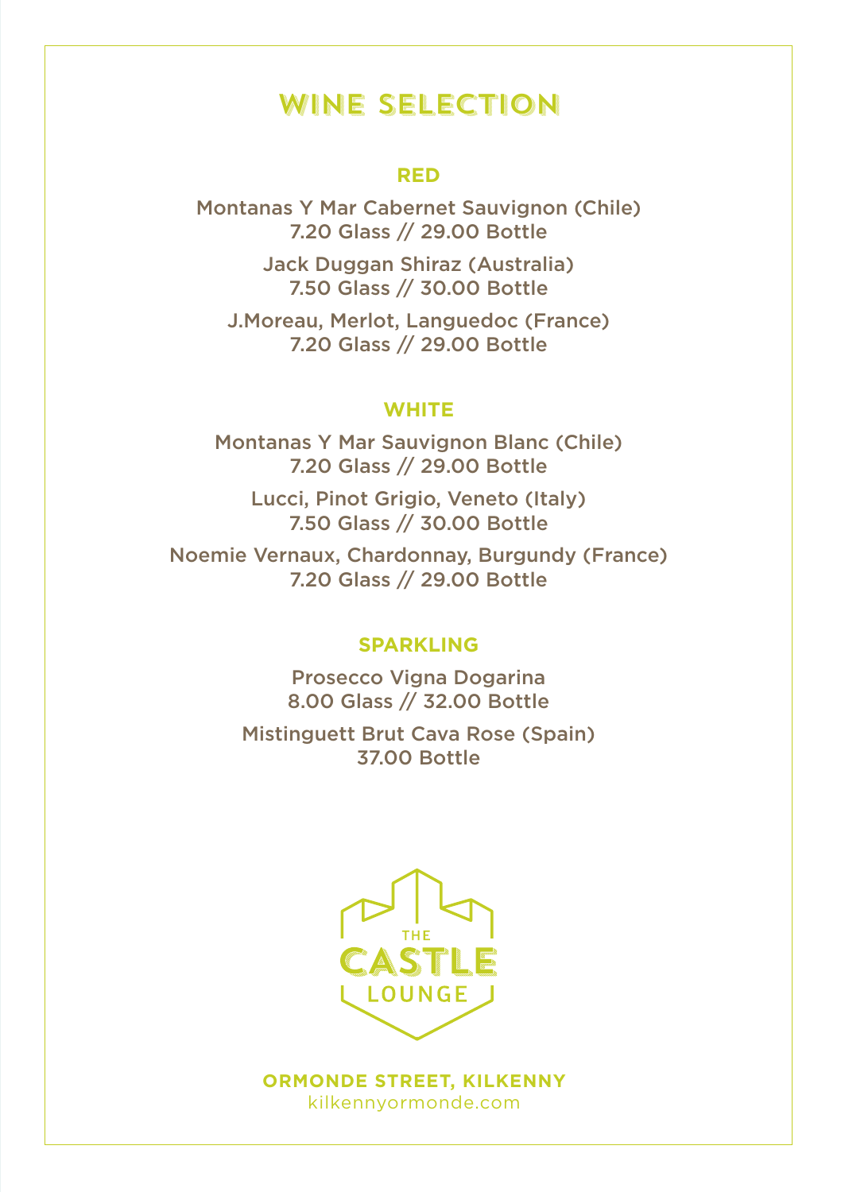# WINE SELECTION

## RED

Montanas Y Mar Cabernet Sauvignon (Chile)
7.20 Glass // 29.00 Bottle

Jack Duggan Shiraz (Australia)
7.50 Glass // 30.00 Bottle

J.Moreau, Merlot, Languedoc (France)
7.20 Glass // 29.00 Bottle

## WHITE

Montanas Y Mar Sauvignon Blanc (Chile)
7.20 Glass // 29.00 Bottle

Lucci, Pinot Grigio, Veneto (Italy)
7.50 Glass // 30.00 Bottle

Noemie Vernaux, Chardonnay, Burgundy (France)
7.20 Glass // 29.00 Bottle

## SPARKLING

Prosecco Vigna Dogarina
8.00 Glass // 32.00 Bottle

Mistinguett Brut Cava Rose (Spain)
37.00 Bottle

THE CASTLE LOUNGE

**ORMONDE STREET, KILKENNY**
kilkennyormonde.com